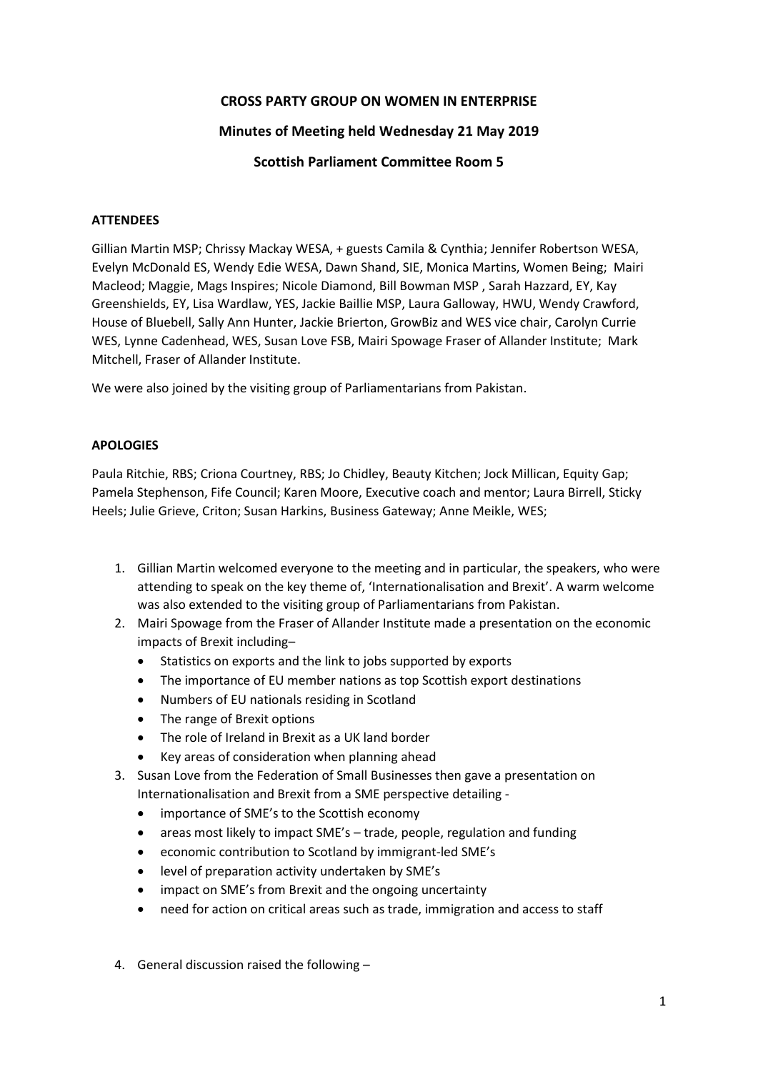**CROSS PARTY GROUP ON WOMEN IN ENTERPRISE**

**Minutes of Meeting held Wednesday 21 May 2019**

**Scottish Parliament Committee Room 5**

**ATTENDEES**

Gillian Martin MSP; Chrissy Mackay WESA, + guests Camila & Cynthia; Jennifer Robertson WESA, Evelyn McDonald ES, Wendy Edie WESA, Dawn Shand, SIE, Monica Martins, Women Being; Mairi Macleod; Maggie, Mags Inspires; Nicole Diamond, Bill Bowman MSP , Sarah Hazzard, EY, Kay Greenshields, EY, Lisa Wardlaw, YES, Jackie Baillie MSP, Laura Galloway, HWU, Wendy Crawford, House of Bluebell, Sally Ann Hunter, Jackie Brierton, GrowBiz and WES vice chair, Carolyn Currie WES, Lynne Cadenhead, WES, Susan Love FSB, Mairi Spowage Fraser of Allander Institute; Mark Mitchell, Fraser of Allander Institute.

We were also joined by the visiting group of Parliamentarians from Pakistan.

**APOLOGIES**

Paula Ritchie, RBS; Criona Courtney, RBS; Jo Chidley, Beauty Kitchen; Jock Millican, Equity Gap; Pamela Stephenson, Fife Council; Karen Moore, Executive coach and mentor; Laura Birrell, Sticky Heels; Julie Grieve, Criton; Susan Harkins, Business Gateway; Anne Meikle, WES;

1. Gillian Martin welcomed everyone to the meeting and in particular, the speakers, who were attending to speak on the key theme of, 'Internationalisation and Brexit'. A warm welcome was also extended to the visiting group of Parliamentarians from Pakistan.
2. Mairi Spowage from the Fraser of Allander Institute made a presentation on the economic impacts of Brexit including–
   - Statistics on exports and the link to jobs supported by exports
   - The importance of EU member nations as top Scottish export destinations
   - Numbers of EU nationals residing in Scotland
   - The range of Brexit options
   - The role of Ireland in Brexit as a UK land border
   - Key areas of consideration when planning ahead
3. Susan Love from the Federation of Small Businesses then gave a presentation on Internationalisation and Brexit from a SME perspective detailing -
   - importance of SME's to the Scottish economy
   - areas most likely to impact SME's – trade, people, regulation and funding
   - economic contribution to Scotland by immigrant-led SME's
   - level of preparation activity undertaken by SME's
   - impact on SME's from Brexit and the ongoing uncertainty
   - need for action on critical areas such as trade, immigration and access to staff
4. General discussion raised the following –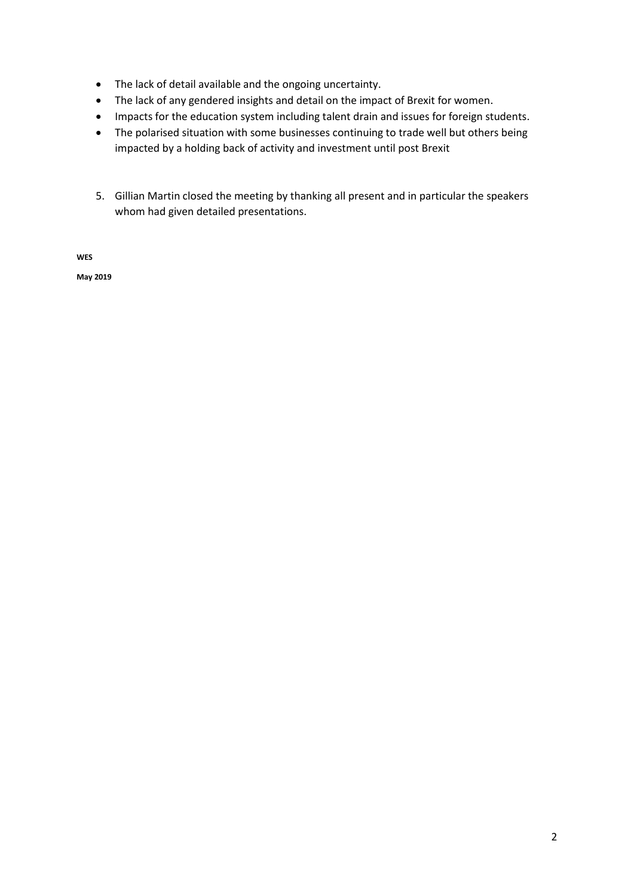- The lack of detail available and the ongoing uncertainty.
- The lack of any gendered insights and detail on the impact of Brexit for women.
- Impacts for the education system including talent drain and issues for foreign students.
- The polarised situation with some businesses continuing to trade well but others being impacted by a holding back of activity and investment until post Brexit

5. Gillian Martin closed the meeting by thanking all present and in particular the speakers whom had given detailed presentations.

**WES**

**May 2019**